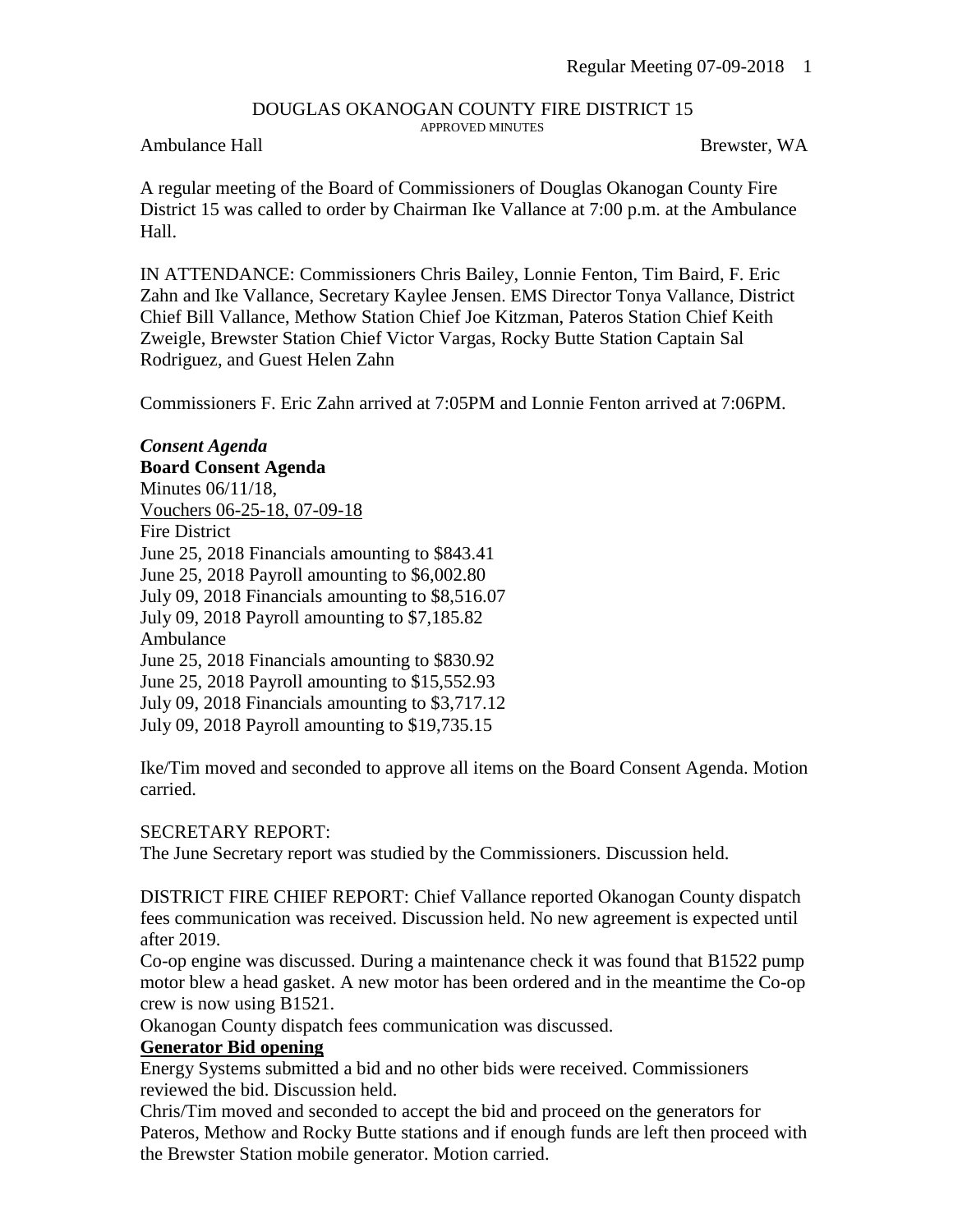DOUGLAS OKANOGAN COUNTY FIRE DISTRICT 15
APPROVED MINUTES

Ambulance Hall Brewster, WA

A regular meeting of the Board of Commissioners of Douglas Okanogan County Fire District 15 was called to order by Chairman Ike Vallance at 7:00 p.m. at the Ambulance Hall.

IN ATTENDANCE: Commissioners Chris Bailey, Lonnie Fenton, Tim Baird, F. Eric Zahn and Ike Vallance, Secretary Kaylee Jensen. EMS Director Tonya Vallance, District Chief Bill Vallance, Methow Station Chief Joe Kitzman, Pateros Station Chief Keith Zweigle, Brewster Station Chief Victor Vargas, Rocky Butte Station Captain Sal Rodriguez, and Guest Helen Zahn

Commissioners F. Eric Zahn arrived at 7:05PM and Lonnie Fenton arrived at 7:06PM.

***Consent Agenda***

**Board Consent Agenda**

Minutes 06/11/18,
Vouchers 06-25-18, 07-09-18
Fire District
June 25, 2018 Financials amounting to $843.41
June 25, 2018 Payroll amounting to $6,002.80
July 09, 2018 Financials amounting to $8,516.07
July 09, 2018 Payroll amounting to $7,185.82
Ambulance
June 25, 2018 Financials amounting to $830.92
June 25, 2018 Payroll amounting to $15,552.93
July 09, 2018 Financials amounting to $3,717.12
July 09, 2018 Payroll amounting to $19,735.15

Ike/Tim moved and seconded to approve all items on the Board Consent Agenda. Motion carried.

SECRETARY REPORT:
The June Secretary report was studied by the Commissioners. Discussion held.

DISTRICT FIRE CHIEF REPORT: Chief Vallance reported Okanogan County dispatch fees communication was received. Discussion held. No new agreement is expected until after 2019.
Co-op engine was discussed. During a maintenance check it was found that B1522 pump motor blew a head gasket. A new motor has been ordered and in the meantime the Co-op crew is now using B1521.
Okanogan County dispatch fees communication was discussed.

**Generator Bid opening**

Energy Systems submitted a bid and no other bids were received. Commissioners reviewed the bid. Discussion held.
Chris/Tim moved and seconded to accept the bid and proceed on the generators for Pateros, Methow and Rocky Butte stations and if enough funds are left then proceed with the Brewster Station mobile generator. Motion carried.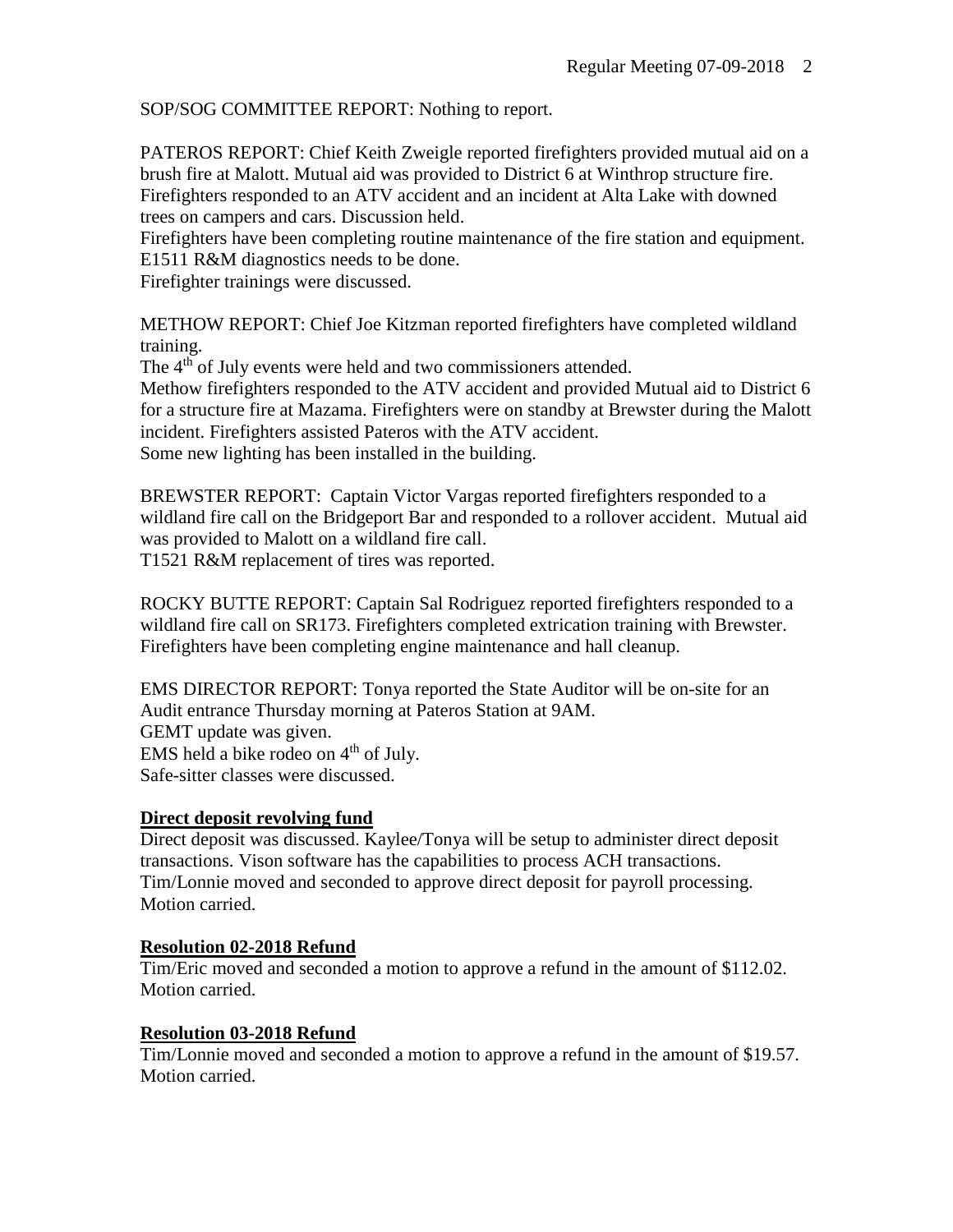SOP/SOG COMMITTEE REPORT: Nothing to report.

PATEROS REPORT: Chief Keith Zweigle reported firefighters provided mutual aid on a brush fire at Malott. Mutual aid was provided to District 6 at Winthrop structure fire. Firefighters responded to an ATV accident and an incident at Alta Lake with downed trees on campers and cars. Discussion held.
Firefighters have been completing routine maintenance of the fire station and equipment.
E1511 R&M diagnostics needs to be done.
Firefighter trainings were discussed.

METHOW REPORT: Chief Joe Kitzman reported firefighters have completed wildland training.
The 4th of July events were held and two commissioners attended.
Methow firefighters responded to the ATV accident and provided Mutual aid to District 6 for a structure fire at Mazama. Firefighters were on standby at Brewster during the Malott incident. Firefighters assisted Pateros with the ATV accident.
Some new lighting has been installed in the building.

BREWSTER REPORT: Captain Victor Vargas reported firefighters responded to a wildland fire call on the Bridgeport Bar and responded to a rollover accident. Mutual aid was provided to Malott on a wildland fire call.
T1521 R&M replacement of tires was reported.

ROCKY BUTTE REPORT: Captain Sal Rodriguez reported firefighters responded to a wildland fire call on SR173. Firefighters completed extrication training with Brewster. Firefighters have been completing engine maintenance and hall cleanup.

EMS DIRECTOR REPORT: Tonya reported the State Auditor will be on-site for an Audit entrance Thursday morning at Pateros Station at 9AM.
GEMT update was given.
EMS held a bike rodeo on 4th of July.
Safe-sitter classes were discussed.

**Direct deposit revolving fund**

Direct deposit was discussed. Kaylee/Tonya will be setup to administer direct deposit transactions. Vison software has the capabilities to process ACH transactions.
Tim/Lonnie moved and seconded to approve direct deposit for payroll processing.
Motion carried.

**Resolution 02-2018 Refund**

Tim/Eric moved and seconded a motion to approve a refund in the amount of $112.02.
Motion carried.

**Resolution 03-2018 Refund**

Tim/Lonnie moved and seconded a motion to approve a refund in the amount of $19.57.
Motion carried.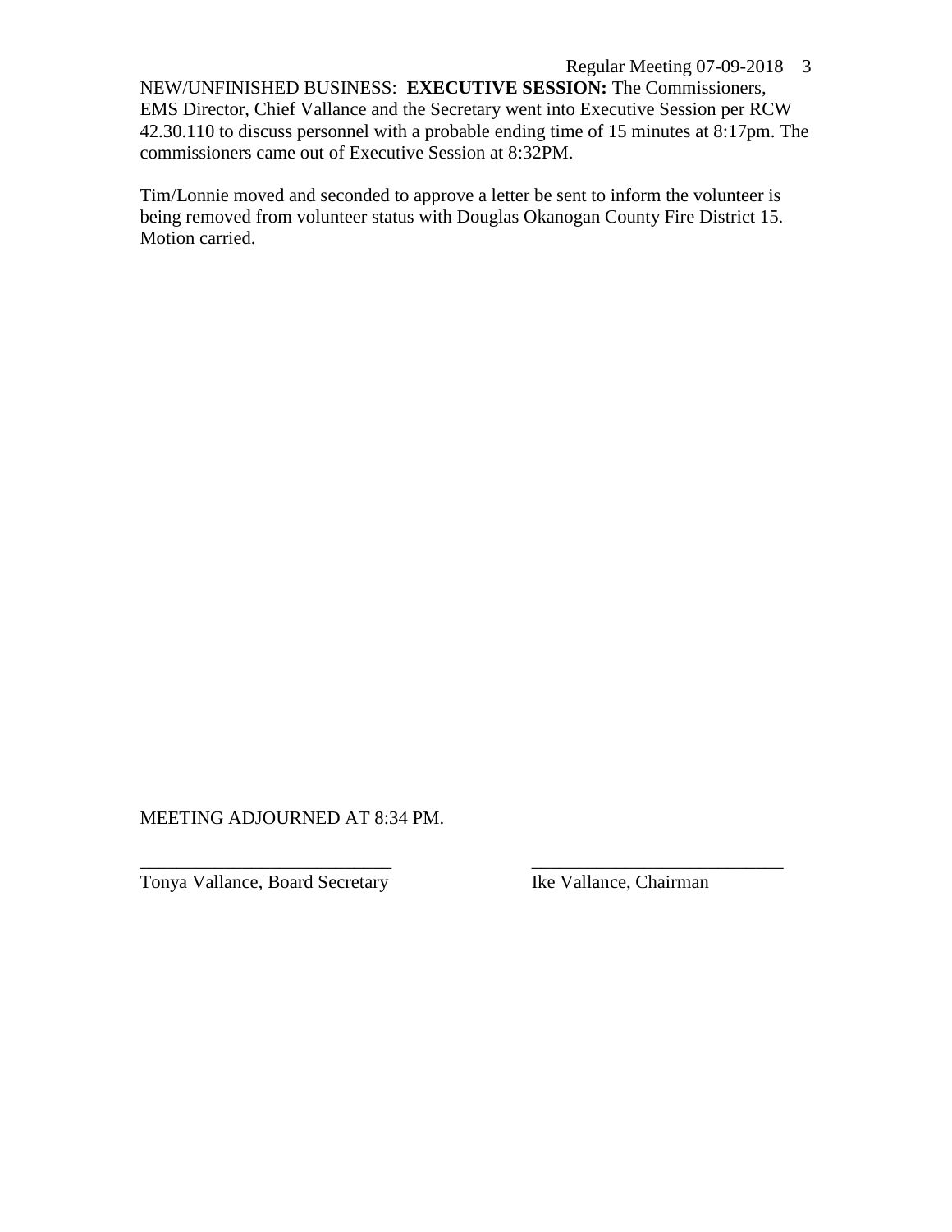NEW/UNFINISHED BUSINESS: **EXECUTIVE SESSION:** The Commissioners, EMS Director, Chief Vallance and the Secretary went into Executive Session per RCW 42.30.110 to discuss personnel with a probable ending time of 15 minutes at 8:17pm. The commissioners came out of Executive Session at 8:32PM.

Tim/Lonnie moved and seconded to approve a letter be sent to inform the volunteer is being removed from volunteer status with Douglas Okanogan County Fire District 15. Motion carried.

MEETING ADJOURNED AT 8:34 PM.

| | |
|---|---|
| ___________________________ | ___________________________ |
| Tonya Vallance, Board Secretary | Ike Vallance, Chairman |